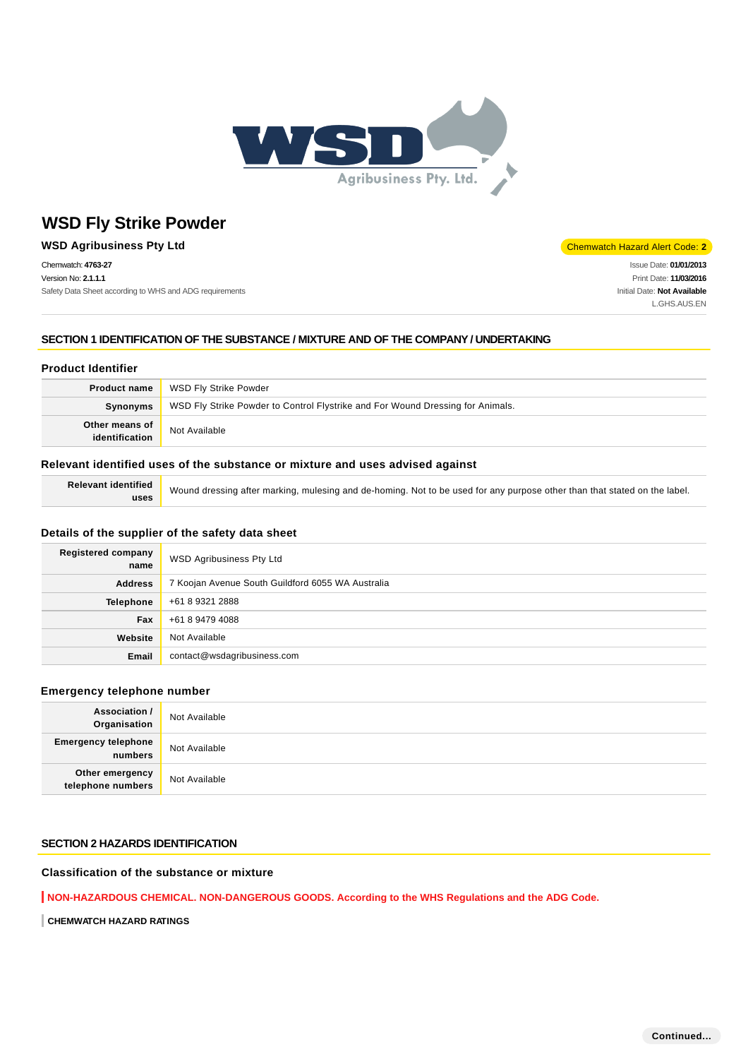# WSD Fly Strike Powder

**WSD Agribusiness Pty Ltd**

Chemwatch Hazard Alert Code: **2**

Chemwatch: **4763-27**
Version No: **2.1.1.1**
Safety Data Sheet according to WHS and ADG requirements

Issue Date: **01/01/2013**
Print Date: **11/03/2016**
Initial Date: **Not Available**
L.GHS.AUS.EN

## SECTION 1 IDENTIFICATION OF THE SUBSTANCE / MIXTURE AND OF THE COMPANY / UNDERTAKING

### Product Identifier

| | |
|---|---|
| **Product name** | WSD Fly Strike Powder |
| **Synonyms** | WSD Fly Strike Powder to Control Flystrike and For Wound Dressing for Animals. |
| **Other means of identification** | Not Available |

### Relevant identified uses of the substance or mixture and uses advised against

| | |
|---|---|
| **Relevant identified uses** | Wound dressing after marking, mulesing and de-homing. Not to be used for any purpose other than that stated on the label. |

### Details of the supplier of the safety data sheet

| | |
|---|---|
| **Registered company name** | WSD Agribusiness Pty Ltd |
| **Address** | 7 Koojan Avenue South Guildford 6055 WA Australia |
| **Telephone** | +61 8 9321 2888 |
| **Fax** | +61 8 9479 4088 |
| **Website** | Not Available |
| **Email** | contact@wsdagribusiness.com |

### Emergency telephone number

| | |
|---|---|
| **Association / Organisation** | Not Available |
| **Emergency telephone numbers** | Not Available |
| **Other emergency telephone numbers** | Not Available |

## SECTION 2 HAZARDS IDENTIFICATION

### Classification of the substance or mixture

**NON-HAZARDOUS CHEMICAL. NON-DANGEROUS GOODS. According to the WHS Regulations and the ADG Code.**

**CHEMWATCH HAZARD RATINGS**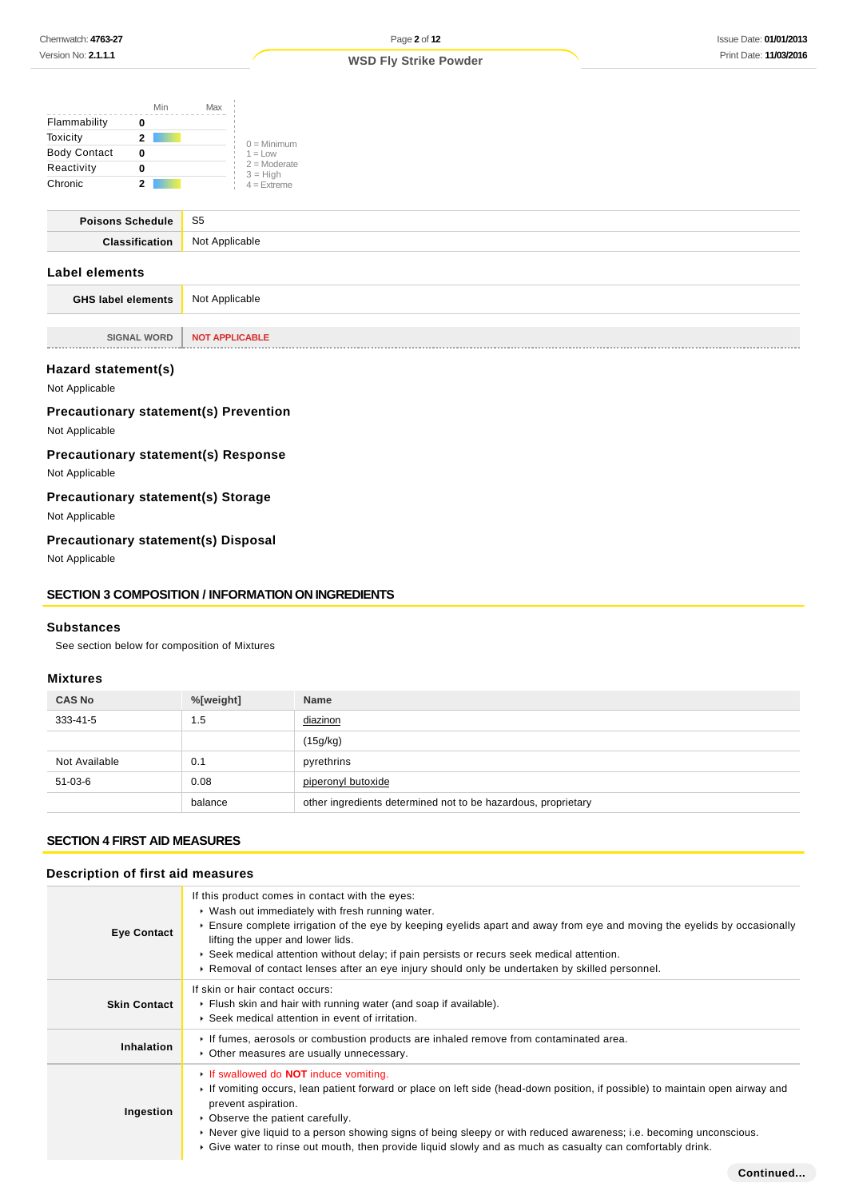| | Min | Max |
|---|---|---|
| Flammability | 0 | |
| Toxicity | 2 | |
| Body Contact | 0 | |
| Reactivity | 0 | |
| Chronic | 2 | |

0 = Minimum
1 = Low
2 = Moderate
3 = High
4 = Extreme

| | |
|---|---|
| **Poisons Schedule** | S5 |
| **Classification** | Not Applicable |

### Label elements

| | |
|---|---|
| **GHS label elements** | Not Applicable |

| | |
|---|---|
| SIGNAL WORD | NOT APPLICABLE |

### Hazard statement(s)

Not Applicable

### Precautionary statement(s) Prevention

Not Applicable

### Precautionary statement(s) Response

Not Applicable

### Precautionary statement(s) Storage

Not Applicable

### Precautionary statement(s) Disposal

Not Applicable

## SECTION 3 COMPOSITION / INFORMATION ON INGREDIENTS

### Substances

See section below for composition of Mixtures

### Mixtures

| CAS No | %[weight] | Name |
|---|---|---|
| 333-41-5 | 1.5 | diazinon |
| | | (15g/kg) |
| Not Available | 0.1 | pyrethrins |
| 51-03-6 | 0.08 | piperonyl butoxide |
| | balance | other ingredients determined not to be hazardous, proprietary |

## SECTION 4 FIRST AID MEASURES

### Description of first aid measures

| | |
|---|---|
| **Eye Contact** | If this product comes in contact with the eyes:<br>▸ Wash out immediately with fresh running water.<br>▸ Ensure complete irrigation of the eye by keeping eyelids apart and away from eye and moving the eyelids by occasionally lifting the upper and lower lids.<br>▸ Seek medical attention without delay; if pain persists or recurs seek medical attention.<br>▸ Removal of contact lenses after an eye injury should only be undertaken by skilled personnel. |
| **Skin Contact** | If skin or hair contact occurs:<br>▸ Flush skin and hair with running water (and soap if available).<br>▸ Seek medical attention in event of irritation. |
| **Inhalation** | ▸ If fumes, aerosols or combustion products are inhaled remove from contaminated area.<br>▸ Other measures are usually unnecessary. |
| **Ingestion** | ▸ If swallowed do **NOT** induce vomiting.<br>▸ If vomiting occurs, lean patient forward or place on left side (head-down position, if possible) to maintain open airway and prevent aspiration.<br>▸ Observe the patient carefully.<br>▸ Never give liquid to a person showing signs of being sleepy or with reduced awareness; i.e. becoming unconscious.<br>▸ Give water to rinse out mouth, then provide liquid slowly and as much as casualty can comfortably drink. |

**Continued...**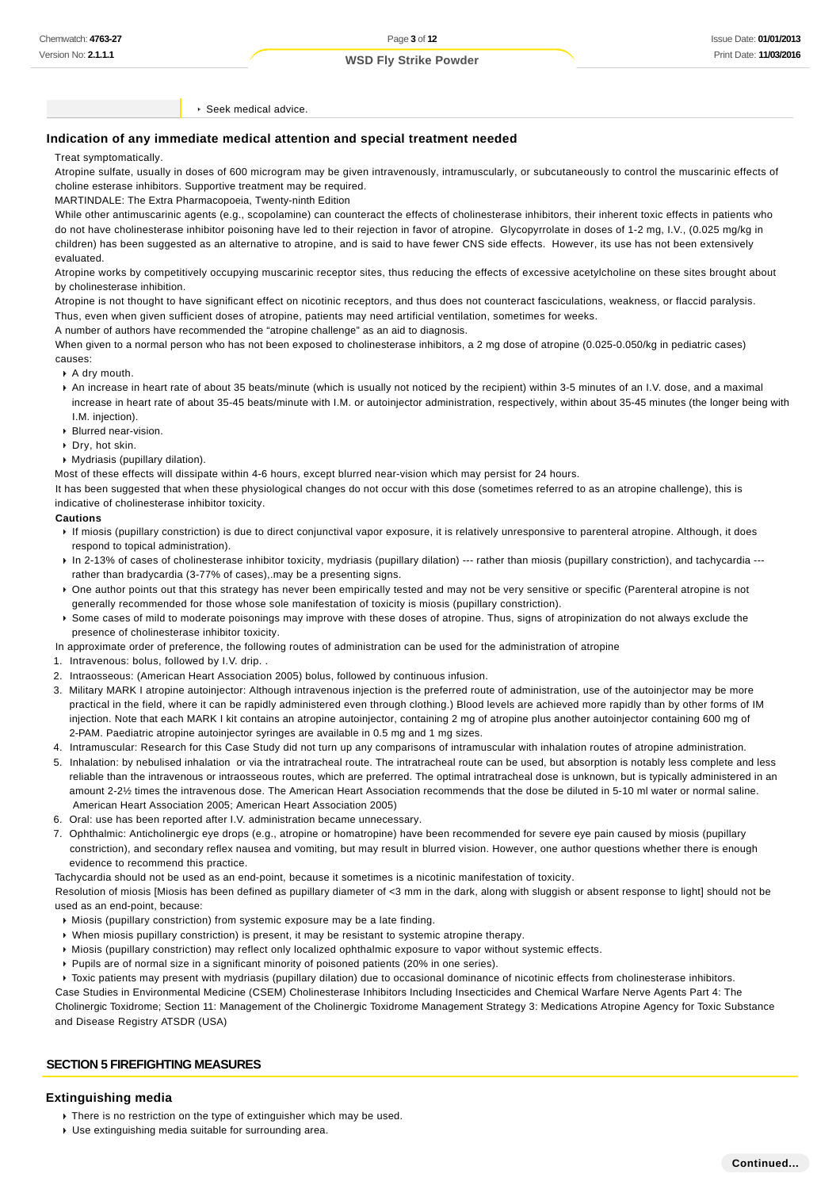- Seek medical advice.

## Indication of any immediate medical attention and special treatment needed

Treat symptomatically.

Atropine sulfate, usually in doses of 600 microgram may be given intravenously, intramuscularly, or subcutaneously to control the muscarinic effects of choline esterase inhibitors. Supportive treatment may be required.

MARTINDALE: The Extra Pharmacopoeia, Twenty-ninth Edition

While other antimuscarinic agents (e.g., scopolamine) can counteract the effects of cholinesterase inhibitors, their inherent toxic effects in patients who do not have cholinesterase inhibitor poisoning have led to their rejection in favor of atropine. Glycopyrrolate in doses of 1-2 mg, I.V., (0.025 mg/kg in children) has been suggested as an alternative to atropine, and is said to have fewer CNS side effects. However, its use has not been extensively evaluated.

Atropine works by competitively occupying muscarinic receptor sites, thus reducing the effects of excessive acetylcholine on these sites brought about by cholinesterase inhibition.

Atropine is not thought to have significant effect on nicotinic receptors, and thus does not counteract fasciculations, weakness, or flaccid paralysis. Thus, even when given sufficient doses of atropine, patients may need artificial ventilation, sometimes for weeks.

A number of authors have recommended the "atropine challenge" as an aid to diagnosis.

When given to a normal person who has not been exposed to cholinesterase inhibitors, a 2 mg dose of atropine (0.025-0.050/kg in pediatric cases) causes:

- A dry mouth.
- An increase in heart rate of about 35 beats/minute (which is usually not noticed by the recipient) within 3-5 minutes of an I.V. dose, and a maximal increase in heart rate of about 35-45 beats/minute with I.M. or autoinjector administration, respectively, within about 35-45 minutes (the longer being with I.M. injection).
- Blurred near-vision.
- Dry, hot skin.
- Mydriasis (pupillary dilation).

Most of these effects will dissipate within 4-6 hours, except blurred near-vision which may persist for 24 hours.

It has been suggested that when these physiological changes do not occur with this dose (sometimes referred to as an atropine challenge), this is indicative of cholinesterase inhibitor toxicity.

**Cautions**

- If miosis (pupillary constriction) is due to direct conjunctival vapor exposure, it is relatively unresponsive to parenteral atropine. Although, it does respond to topical administration).
- In 2-13% of cases of cholinesterase inhibitor toxicity, mydriasis (pupillary dilation) --- rather than miosis (pupillary constriction), and tachycardia --- rather than bradycardia (3-77% of cases),.may be a presenting signs.
- One author points out that this strategy has never been empirically tested and may not be very sensitive or specific (Parenteral atropine is not generally recommended for those whose sole manifestation of toxicity is miosis (pupillary constriction).
- Some cases of mild to moderate poisonings may improve with these doses of atropine. Thus, signs of atropinization do not always exclude the presence of cholinesterase inhibitor toxicity.

In approximate order of preference, the following routes of administration can be used for the administration of atropine

1. Intravenous: bolus, followed by I.V. drip. .
2. Intraosseous: (American Heart Association 2005) bolus, followed by continuous infusion.
3. Military MARK I atropine autoinjector: Although intravenous injection is the preferred route of administration, use of the autoinjector may be more practical in the field, where it can be rapidly administered even through clothing.) Blood levels are achieved more rapidly than by other forms of IM injection. Note that each MARK I kit contains an atropine autoinjector, containing 2 mg of atropine plus another autoinjector containing 600 mg of 2-PAM. Paediatric atropine autoinjector syringes are available in 0.5 mg and 1 mg sizes.
4. Intramuscular: Research for this Case Study did not turn up any comparisons of intramuscular with inhalation routes of atropine administration.
5. Inhalation: by nebulised inhalation or via the intratracheal route. The intratracheal route can be used, but absorption is notably less complete and less reliable than the intravenous or intraosseous routes, which are preferred. The optimal intratracheal dose is unknown, but is typically administered in an amount 2-2½ times the intravenous dose. The American Heart Association recommends that the dose be diluted in 5-10 ml water or normal saline. American Heart Association 2005; American Heart Association 2005)
6. Oral: use has been reported after I.V. administration became unnecessary.
7. Ophthalmic: Anticholinergic eye drops (e.g., atropine or homatropine) have been recommended for severe eye pain caused by miosis (pupillary constriction), and secondary reflex nausea and vomiting, but may result in blurred vision. However, one author questions whether there is enough evidence to recommend this practice.

Tachycardia should not be used as an end-point, because it sometimes is a nicotinic manifestation of toxicity.

Resolution of miosis [Miosis has been defined as pupillary diameter of <3 mm in the dark, along with sluggish or absent response to light] should not be used as an end-point, because:

- Miosis (pupillary constriction) from systemic exposure may be a late finding.
- When miosis pupillary constriction) is present, it may be resistant to systemic atropine therapy.
- Miosis (pupillary constriction) may reflect only localized ophthalmic exposure to vapor without systemic effects.
- Pupils are of normal size in a significant minority of poisoned patients (20% in one series).
- Toxic patients may present with mydriasis (pupillary dilation) due to occasional dominance of nicotinic effects from cholinesterase inhibitors.

Case Studies in Environmental Medicine (CSEM) Cholinesterase Inhibitors Including Insecticides and Chemical Warfare Nerve Agents Part 4: The Cholinergic Toxidrome; Section 11: Management of the Cholinergic Toxidrome Management Strategy 3: Medications Atropine Agency for Toxic Substance and Disease Registry ATSDR (USA)

# SECTION 5 FIREFIGHTING MEASURES

## Extinguishing media

- There is no restriction on the type of extinguisher which may be used.
- Use extinguishing media suitable for surrounding area.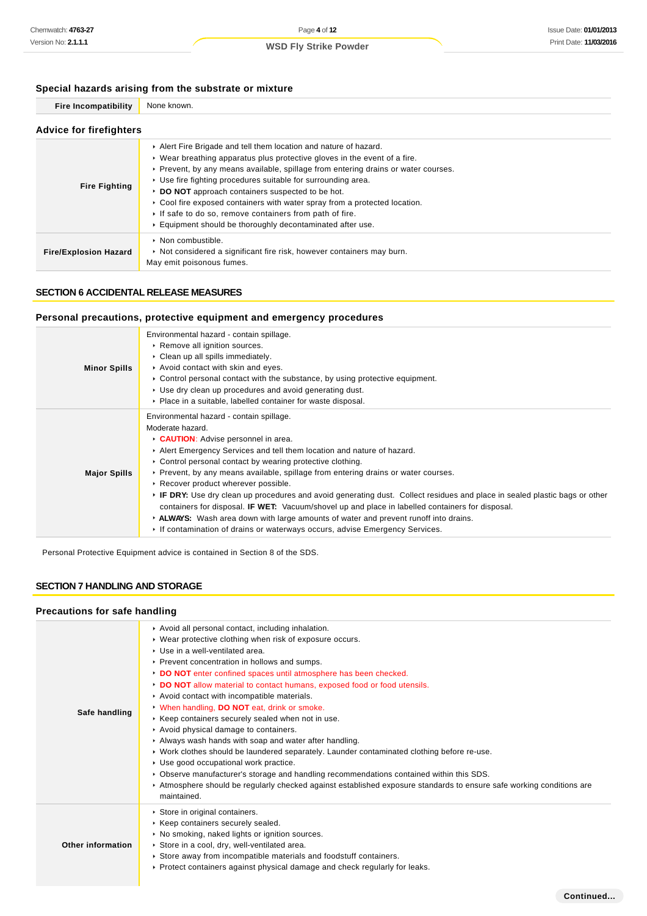### Special hazards arising from the substrate or mixture

| | |
|---|---|
| **Fire Incompatibility** | None known. |

### Advice for firefighters

| | |
|---|---|
| **Fire Fighting** | ‣ Alert Fire Brigade and tell them location and nature of hazard.<br>‣ Wear breathing apparatus plus protective gloves in the event of a fire.<br>‣ Prevent, by any means available, spillage from entering drains or water courses.<br>‣ Use fire fighting procedures suitable for surrounding area.<br>‣ **DO NOT** approach containers suspected to be hot.<br>‣ Cool fire exposed containers with water spray from a protected location.<br>‣ If safe to do so, remove containers from path of fire.<br>‣ Equipment should be thoroughly decontaminated after use. |
| **Fire/Explosion Hazard** | ‣ Non combustible.<br>‣ Not considered a significant fire risk, however containers may burn.<br>May emit poisonous fumes. |

## SECTION 6 ACCIDENTAL RELEASE MEASURES

### Personal precautions, protective equipment and emergency procedures

| | |
|---|---|
| **Minor Spills** | Environmental hazard - contain spillage.<br>‣ Remove all ignition sources.<br>‣ Clean up all spills immediately.<br>‣ Avoid contact with skin and eyes.<br>‣ Control personal contact with the substance, by using protective equipment.<br>‣ Use dry clean up procedures and avoid generating dust.<br>‣ Place in a suitable, labelled container for waste disposal. |
| **Major Spills** | Environmental hazard - contain spillage.<br>Moderate hazard.<br>‣ **CAUTION**: Advise personnel in area.<br>‣ Alert Emergency Services and tell them location and nature of hazard.<br>‣ Control personal contact by wearing protective clothing.<br>‣ Prevent, by any means available, spillage from entering drains or water courses.<br>‣ Recover product wherever possible.<br>‣ **IF DRY:** Use dry clean up procedures and avoid generating dust. Collect residues and place in sealed plastic bags or other containers for disposal. **IF WET:** Vacuum/shovel up and place in labelled containers for disposal.<br>‣ **ALWAYS:** Wash area down with large amounts of water and prevent runoff into drains.<br>‣ If contamination of drains or waterways occurs, advise Emergency Services. |

Personal Protective Equipment advice is contained in Section 8 of the SDS.

## SECTION 7 HANDLING AND STORAGE

### Precautions for safe handling

| | |
|---|---|
| **Safe handling** | ‣ Avoid all personal contact, including inhalation.<br>‣ Wear protective clothing when risk of exposure occurs.<br>‣ Use in a well-ventilated area.<br>‣ Prevent concentration in hollows and sumps.<br>‣ **DO NOT** enter confined spaces until atmosphere has been checked.<br>‣ **DO NOT** allow material to contact humans, exposed food or food utensils.<br>‣ Avoid contact with incompatible materials.<br>‣ When handling, **DO NOT** eat, drink or smoke.<br>‣ Keep containers securely sealed when not in use.<br>‣ Avoid physical damage to containers.<br>‣ Always wash hands with soap and water after handling.<br>‣ Work clothes should be laundered separately. Launder contaminated clothing before re-use.<br>‣ Use good occupational work practice.<br>‣ Observe manufacturer's storage and handling recommendations contained within this SDS.<br>‣ Atmosphere should be regularly checked against established exposure standards to ensure safe working conditions are maintained. |
| **Other information** | ‣ Store in original containers.<br>‣ Keep containers securely sealed.<br>‣ No smoking, naked lights or ignition sources.<br>‣ Store in a cool, dry, well-ventilated area.<br>‣ Store away from incompatible materials and foodstuff containers.<br>‣ Protect containers against physical damage and check regularly for leaks. |

Continued...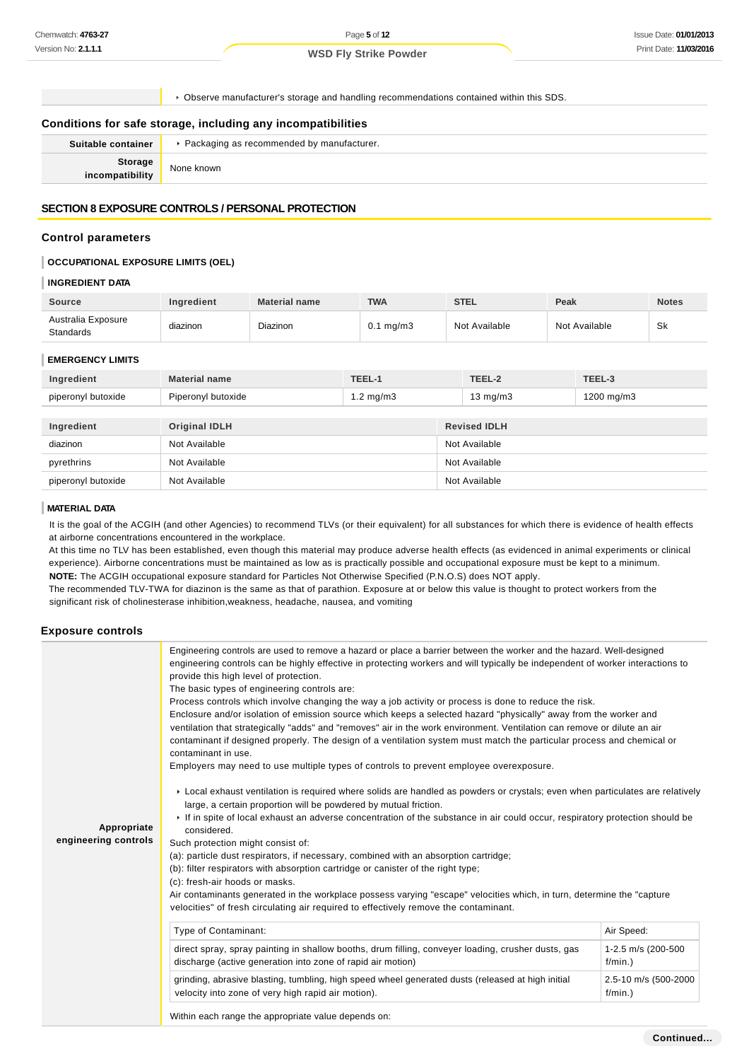| | ‣ Observe manufacturer's storage and handling recommendations contained within this SDS. |
|---|---|

## Conditions for safe storage, including any incompatibilities

| | |
|---|---|
| **Suitable container** | ‣ Packaging as recommended by manufacturer. |
| **Storage incompatibility** | None known |

## SECTION 8 EXPOSURE CONTROLS / PERSONAL PROTECTION

### Control parameters

#### OCCUPATIONAL EXPOSURE LIMITS (OEL)

#### INGREDIENT DATA

| Source | Ingredient | Material name | TWA | STEL | Peak | Notes |
|---|---|---|---|---|---|---|
| Australia Exposure Standards | diazinon | Diazinon | 0.1 mg/m3 | Not Available | Not Available | Sk |

#### EMERGENCY LIMITS

| Ingredient | Material name | TEEL-1 | TEEL-2 | TEEL-3 |
|---|---|---|---|---|
| piperonyl butoxide | Piperonyl butoxide | 1.2 mg/m3 | 13 mg/m3 | 1200 mg/m3 |

| Ingredient | Original IDLH | Revised IDLH |
|---|---|---|
| diazinon | Not Available | Not Available |
| pyrethrins | Not Available | Not Available |
| piperonyl butoxide | Not Available | Not Available |

#### MATERIAL DATA

It is the goal of the ACGIH (and other Agencies) to recommend TLVs (or their equivalent) for all substances for which there is evidence of health effects at airborne concentrations encountered in the workplace.
At this time no TLV has been established, even though this material may produce adverse health effects (as evidenced in animal experiments or clinical experience). Airborne concentrations must be maintained as low as is practically possible and occupational exposure must be kept to a minimum.
**NOTE:** The ACGIH occupational exposure standard for Particles Not Otherwise Specified (P.N.O.S) does NOT apply.
The recommended TLV-TWA for diazinon is the same as that of parathion. Exposure at or below this value is thought to protect workers from the significant risk of cholinesterase inhibition,weakness, headache, nausea, and vomiting

### Exposure controls

**Appropriate engineering controls**

Engineering controls are used to remove a hazard or place a barrier between the worker and the hazard. Well-designed engineering controls can be highly effective in protecting workers and will typically be independent of worker interactions to provide this high level of protection.
The basic types of engineering controls are:
Process controls which involve changing the way a job activity or process is done to reduce the risk.
Enclosure and/or isolation of emission source which keeps a selected hazard "physically" away from the worker and ventilation that strategically "adds" and "removes" air in the work environment. Ventilation can remove or dilute an air contaminant if designed properly. The design of a ventilation system must match the particular process and chemical or contaminant in use.
Employers may need to use multiple types of controls to prevent employee overexposure.

- Local exhaust ventilation is required where solids are handled as powders or crystals; even when particulates are relatively large, a certain proportion will be powdered by mutual friction.
- If in spite of local exhaust an adverse concentration of the substance in air could occur, respiratory protection should be considered.

Such protection might consist of:
(a): particle dust respirators, if necessary, combined with an absorption cartridge;
(b): filter respirators with absorption cartridge or canister of the right type;
(c): fresh-air hoods or masks.
Air contaminants generated in the workplace possess varying "escape" velocities which, in turn, determine the "capture velocities" of fresh circulating air required to effectively remove the contaminant.

| Type of Contaminant: | Air Speed: |
|---|---|
| direct spray, spray painting in shallow booths, drum filling, conveyer loading, crusher dusts, gas discharge (active generation into zone of rapid air motion) | 1-2.5 m/s (200-500 f/min.) |
| grinding, abrasive blasting, tumbling, high speed wheel generated dusts (released at high initial velocity into zone of very high rapid air motion). | 2.5-10 m/s (500-2000 f/min.) |

Within each range the appropriate value depends on: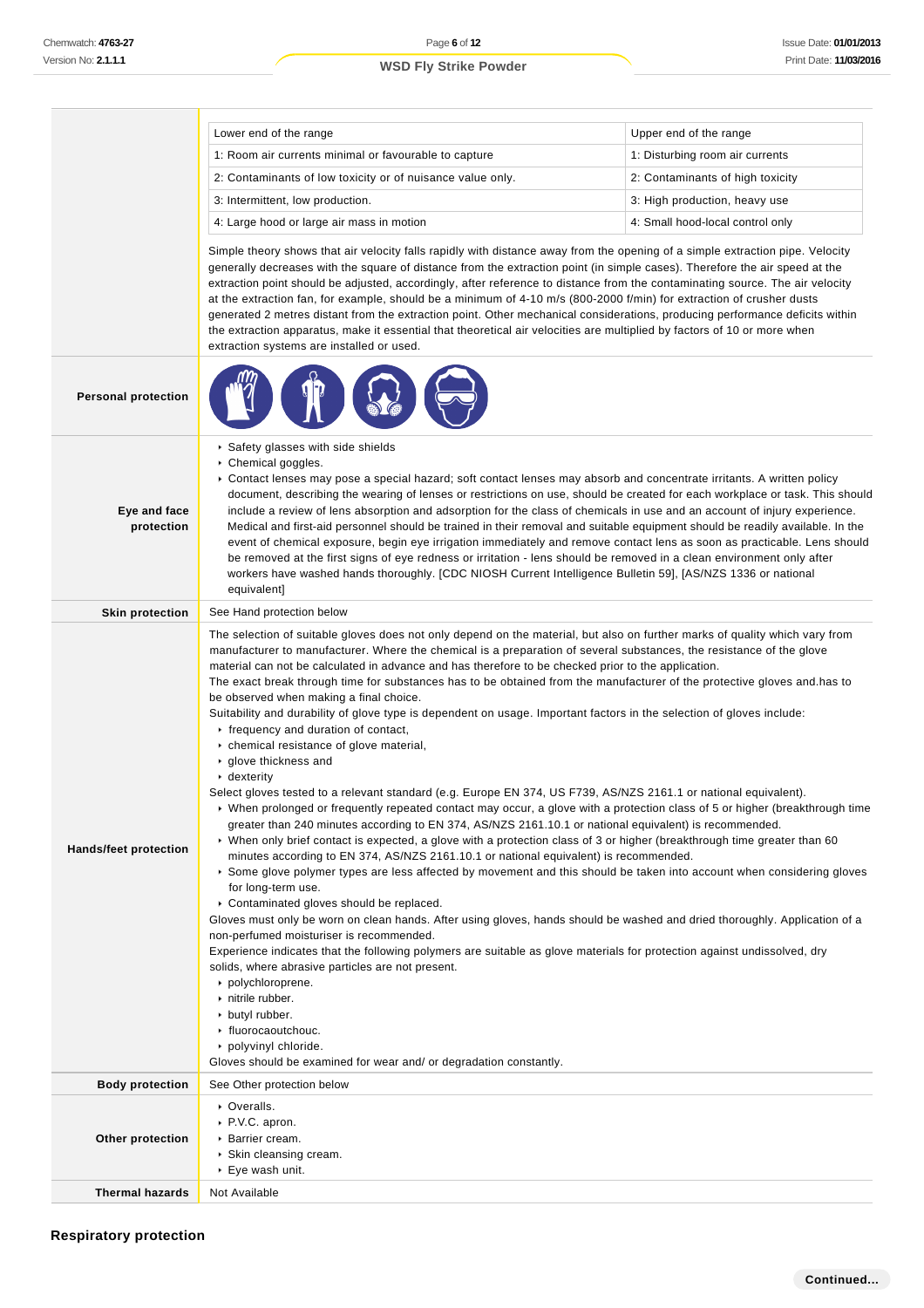| | |
|---|---|
| | <table><tr><td>Lower end of the range</td><td>Upper end of the range</td></tr><tr><td>1: Room air currents minimal or favourable to capture</td><td>1: Disturbing room air currents</td></tr><tr><td>2: Contaminants of low toxicity or of nuisance value only.</td><td>2: Contaminants of high toxicity</td></tr><tr><td>3: Intermittent, low production.</td><td>3: High production, heavy use</td></tr><tr><td>4: Large hood or large air mass in motion</td><td>4: Small hood-local control only</td></tr></table> Simple theory shows that air velocity falls rapidly with distance away from the opening of a simple extraction pipe. Velocity generally decreases with the square of distance from the extraction point (in simple cases). Therefore the air speed at the extraction point should be adjusted, accordingly, after reference to distance from the contaminating source. The air velocity at the extraction fan, for example, should be a minimum of 4-10 m/s (800-2000 f/min) for extraction of crusher dusts generated 2 metres distant from the extraction point. Other mechanical considerations, producing performance deficits within the extraction apparatus, make it essential that theoretical air velocities are multiplied by factors of 10 or more when extraction systems are installed or used. |
| **Personal protection** | |
| **Eye and face protection** | ▸ Safety glasses with side shields<br>▸ Chemical goggles.<br>▸ Contact lenses may pose a special hazard; soft contact lenses may absorb and concentrate irritants. A written policy document, describing the wearing of lenses or restrictions on use, should be created for each workplace or task. This should include a review of lens absorption and adsorption for the class of chemicals in use and an account of injury experience. Medical and first-aid personnel should be trained in their removal and suitable equipment should be readily available. In the event of chemical exposure, begin eye irrigation immediately and remove contact lens as soon as practicable. Lens should be removed at the first signs of eye redness or irritation - lens should be removed in a clean environment only after workers have washed hands thoroughly. [CDC NIOSH Current Intelligence Bulletin 59], [AS/NZS 1336 or national equivalent] |
| **Skin protection** | See Hand protection below |
| **Hands/feet protection** | The selection of suitable gloves does not only depend on the material, but also on further marks of quality which vary from manufacturer to manufacturer. Where the chemical is a preparation of several substances, the resistance of the glove material can not be calculated in advance and has therefore to be checked prior to the application.<br>The exact break through time for substances has to be obtained from the manufacturer of the protective gloves and.has to be observed when making a final choice.<br>Suitability and durability of glove type is dependent on usage. Important factors in the selection of gloves include:<br>▸ frequency and duration of contact,<br>▸ chemical resistance of glove material,<br>▸ glove thickness and<br>▸ dexterity<br>Select gloves tested to a relevant standard (e.g. Europe EN 374, US F739, AS/NZS 2161.1 or national equivalent).<br>▸ When prolonged or frequently repeated contact may occur, a glove with a protection class of 5 or higher (breakthrough time greater than 240 minutes according to EN 374, AS/NZS 2161.10.1 or national equivalent) is recommended.<br>▸ When only brief contact is expected, a glove with a protection class of 3 or higher (breakthrough time greater than 60 minutes according to EN 374, AS/NZS 2161.10.1 or national equivalent) is recommended.<br>▸ Some glove polymer types are less affected by movement and this should be taken into account when considering gloves for long-term use.<br>▸ Contaminated gloves should be replaced.<br>Gloves must only be worn on clean hands. After using gloves, hands should be washed and dried thoroughly. Application of a non-perfumed moisturiser is recommended.<br>Experience indicates that the following polymers are suitable as glove materials for protection against undissolved, dry solids, where abrasive particles are not present.<br>▸ polychloroprene.<br>▸ nitrile rubber.<br>▸ butyl rubber.<br>▸ fluorocaoutchouc.<br>▸ polyvinyl chloride.<br>Gloves should be examined for wear and/ or degradation constantly. |
| **Body protection** | See Other protection below |
| **Other protection** | ▸ Overalls.<br>▸ P.V.C. apron.<br>▸ Barrier cream.<br>▸ Skin cleansing cream.<br>▸ Eye wash unit. |
| **Thermal hazards** | Not Available |

## Respiratory protection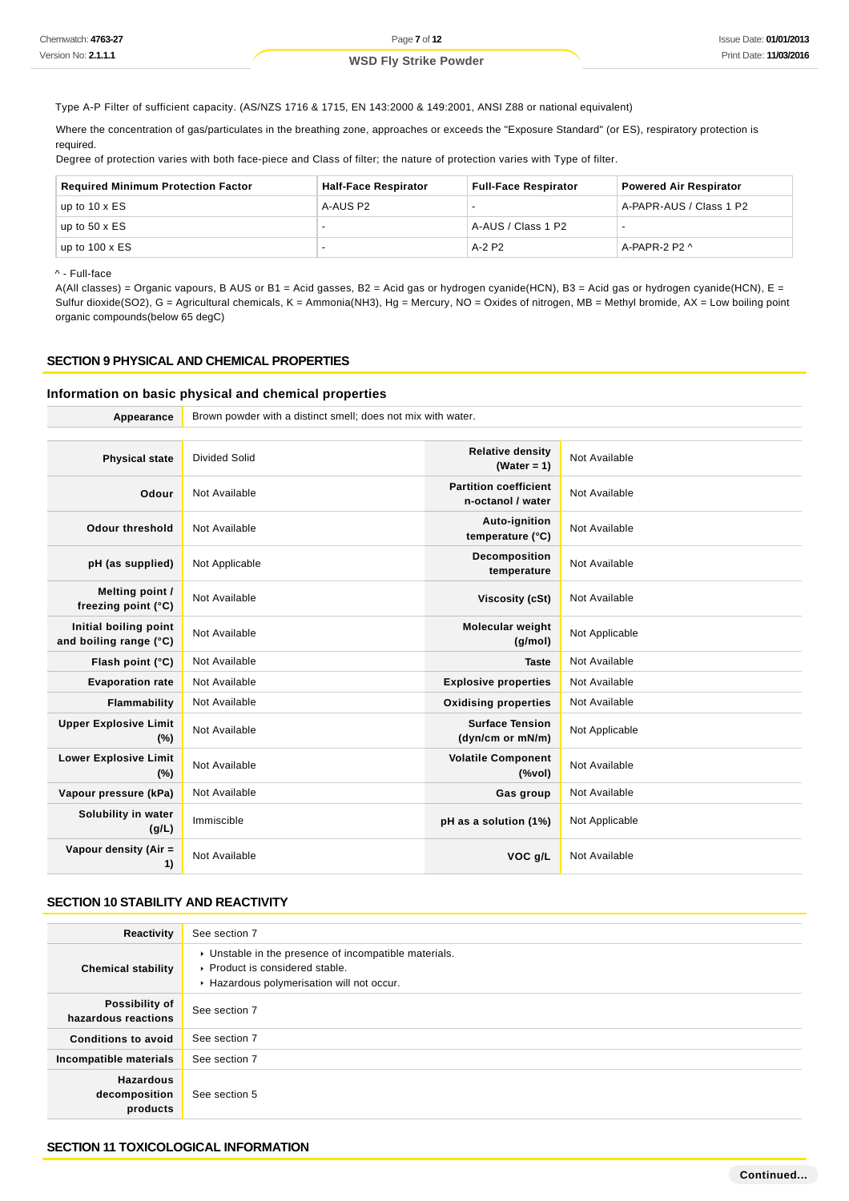Type A-P Filter of sufficient capacity. (AS/NZS 1716 & 1715, EN 143:2000 & 149:2001, ANSI Z88 or national equivalent)

Where the concentration of gas/particulates in the breathing zone, approaches or exceeds the "Exposure Standard" (or ES), respiratory protection is required.
Degree of protection varies with both face-piece and Class of filter; the nature of protection varies with Type of filter.

| Required Minimum Protection Factor | Half-Face Respirator | Full-Face Respirator | Powered Air Respirator |
|---|---|---|---|
| up to 10 x ES | A-AUS P2 | - | A-PAPR-AUS / Class 1 P2 |
| up to 50 x ES | - | A-AUS / Class 1 P2 | - |
| up to 100 x ES | - | A-2 P2 | A-PAPR-2 P2 ^ |

^ - Full-face
A(All classes) = Organic vapours, B AUS or B1 = Acid gasses, B2 = Acid gas or hydrogen cyanide(HCN), B3 = Acid gas or hydrogen cyanide(HCN), E = Sulfur dioxide(SO2), G = Agricultural chemicals, K = Ammonia(NH3), Hg = Mercury, NO = Oxides of nitrogen, MB = Methyl bromide, AX = Low boiling point organic compounds(below 65 degC)

## SECTION 9 PHYSICAL AND CHEMICAL PROPERTIES

### Information on basic physical and chemical properties

| | |
|---|---|
| **Appearance** | Brown powder with a distinct smell; does not mix with water. |

| | | | |
|---|---|---|---|
| **Physical state** | Divided Solid | **Relative density (Water = 1)** | Not Available |
| **Odour** | Not Available | **Partition coefficient n-octanol / water** | Not Available |
| **Odour threshold** | Not Available | **Auto-ignition temperature (°C)** | Not Available |
| **pH (as supplied)** | Not Applicable | **Decomposition temperature** | Not Available |
| **Melting point / freezing point (°C)** | Not Available | **Viscosity (cSt)** | Not Available |
| **Initial boiling point and boiling range (°C)** | Not Available | **Molecular weight (g/mol)** | Not Applicable |
| **Flash point (°C)** | Not Available | **Taste** | Not Available |
| **Evaporation rate** | Not Available | **Explosive properties** | Not Available |
| **Flammability** | Not Available | **Oxidising properties** | Not Available |
| **Upper Explosive Limit (%)** | Not Available | **Surface Tension (dyn/cm or mN/m)** | Not Applicable |
| **Lower Explosive Limit (%)** | Not Available | **Volatile Component (%vol)** | Not Available |
| **Vapour pressure (kPa)** | Not Available | **Gas group** | Not Available |
| **Solubility in water (g/L)** | Immiscible | **pH as a solution (1%)** | Not Applicable |
| **Vapour density (Air = 1)** | Not Available | **VOC g/L** | Not Available |

## SECTION 10 STABILITY AND REACTIVITY

| | |
|---|---|
| **Reactivity** | See section 7 |
| **Chemical stability** | ▸ Unstable in the presence of incompatible materials.<br>▸ Product is considered stable.<br>▸ Hazardous polymerisation will not occur. |
| **Possibility of hazardous reactions** | See section 7 |
| **Conditions to avoid** | See section 7 |
| **Incompatible materials** | See section 7 |
| **Hazardous decomposition products** | See section 5 |

## SECTION 11 TOXICOLOGICAL INFORMATION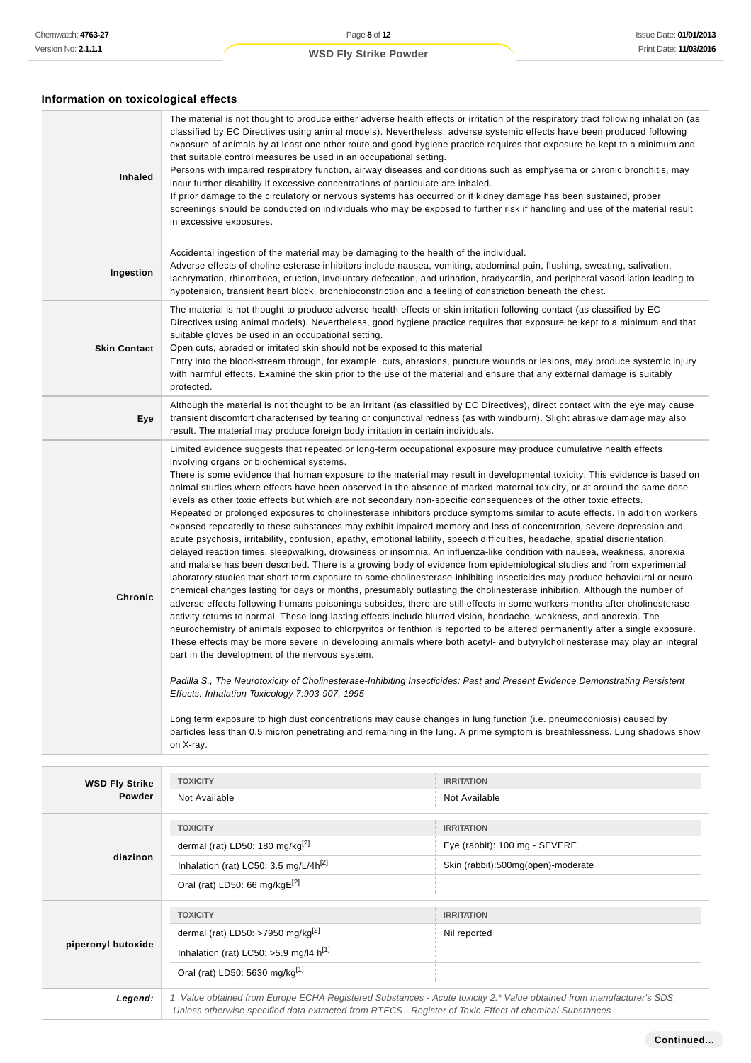## Information on toxicological effects

| | |
|---|---|
| **Inhaled** | The material is not thought to produce either adverse health effects or irritation of the respiratory tract following inhalation (as classified by EC Directives using animal models). Nevertheless, adverse systemic effects have been produced following exposure of animals by at least one other route and good hygiene practice requires that exposure be kept to a minimum and that suitable control measures be used in an occupational setting.<br>Persons with impaired respiratory function, airway diseases and conditions such as emphysema or chronic bronchitis, may incur further disability if excessive concentrations of particulate are inhaled.<br>If prior damage to the circulatory or nervous systems has occurred or if kidney damage has been sustained, proper screenings should be conducted on individuals who may be exposed to further risk if handling and use of the material result in excessive exposures. |
| **Ingestion** | Accidental ingestion of the material may be damaging to the health of the individual.<br>Adverse effects of choline esterase inhibitors include nausea, vomiting, abdominal pain, flushing, sweating, salivation, lachrymation, rhinorrhoea, eruction, involuntary defecation, and urination, bradycardia, and peripheral vasodilation leading to hypotension, transient heart block, bronchioconstriction and a feeling of constriction beneath the chest. |
| **Skin Contact** | The material is not thought to produce adverse health effects or skin irritation following contact (as classified by EC Directives using animal models). Nevertheless, good hygiene practice requires that exposure be kept to a minimum and that suitable gloves be used in an occupational setting.<br>Open cuts, abraded or irritated skin should not be exposed to this material<br>Entry into the blood-stream through, for example, cuts, abrasions, puncture wounds or lesions, may produce systemic injury with harmful effects. Examine the skin prior to the use of the material and ensure that any external damage is suitably protected. |
| **Eye** | Although the material is not thought to be an irritant (as classified by EC Directives), direct contact with the eye may cause transient discomfort characterised by tearing or conjunctival redness (as with windburn). Slight abrasive damage may also result. The material may produce foreign body irritation in certain individuals. |
| **Chronic** | Limited evidence suggests that repeated or long-term occupational exposure may produce cumulative health effects involving organs or biochemical systems.<br>There is some evidence that human exposure to the material may result in developmental toxicity. This evidence is based on animal studies where effects have been observed in the absence of marked maternal toxicity, or at around the same dose levels as other toxic effects but which are not secondary non-specific consequences of the other toxic effects.<br>Repeated or prolonged exposures to cholinesterase inhibitors produce symptoms similar to acute effects. In addition workers exposed repeatedly to these substances may exhibit impaired memory and loss of concentration, severe depression and acute psychosis, irritability, confusion, apathy, emotional lability, speech difficulties, headache, spatial disorientation, delayed reaction times, sleepwalking, drowsiness or insomnia. An influenza-like condition with nausea, weakness, anorexia and malaise has been described. There is a growing body of evidence from epidemiological studies and from experimental laboratory studies that short-term exposure to some cholinesterase-inhibiting insecticides may produce behavioural or neuro-chemical changes lasting for days or months, presumably outlasting the cholinesterase inhibition. Although the number of adverse effects following humans poisonings subsides, there are still effects in some workers months after cholinesterase activity returns to normal. These long-lasting effects include blurred vision, headache, weakness, and anorexia. The neurochemistry of animals exposed to chlorpyrifos or fenthion is reported to be altered permanently after a single exposure. These effects may be more severe in developing animals where both acetyl- and butyrylcholinesterase may play an integral part in the development of the nervous system.<br><br>*Padilla S., The Neurotoxicity of Cholinesterase-Inhibiting Insecticides: Past and Present Evidence Demonstrating Persistent Effects. Inhalation Toxicology 7:903-907, 1995*<br><br>Long term exposure to high dust concentrations may cause changes in lung function (i.e. pneumoconiosis) caused by particles less than 0.5 micron penetrating and remaining in the lung. A prime symptom is breathlessness. Lung shadows show on X-ray. |

| | TOXICITY | IRRITATION |
|---|---|---|
| **WSD Fly Strike Powder** | Not Available | Not Available |
| **diazinon** | **TOXICITY** | **IRRITATION** |
| | dermal (rat) LD50: 180 mg/kg[2] | Eye (rabbit): 100 mg - SEVERE |
| | Inhalation (rat) LC50: 3.5 mg/L/4h[2] | Skin (rabbit):500mg(open)-moderate |
| | Oral (rat) LD50: 66 mg/kgE[2] | |
| **piperonyl butoxide** | **TOXICITY** | **IRRITATION** |
| | dermal (rat) LD50: >7950 mg/kg[2] | Nil reported |
| | Inhalation (rat) LC50: >5.9 mg/l4 h[1] | |
| | Oral (rat) LD50: 5630 mg/kg[1] | |
| ***Legend:*** | *1. Value obtained from Europe ECHA Registered Substances - Acute toxicity 2.\* Value obtained from manufacturer's SDS. Unless otherwise specified data extracted from RTECS - Register of Toxic Effect of chemical Substances* | |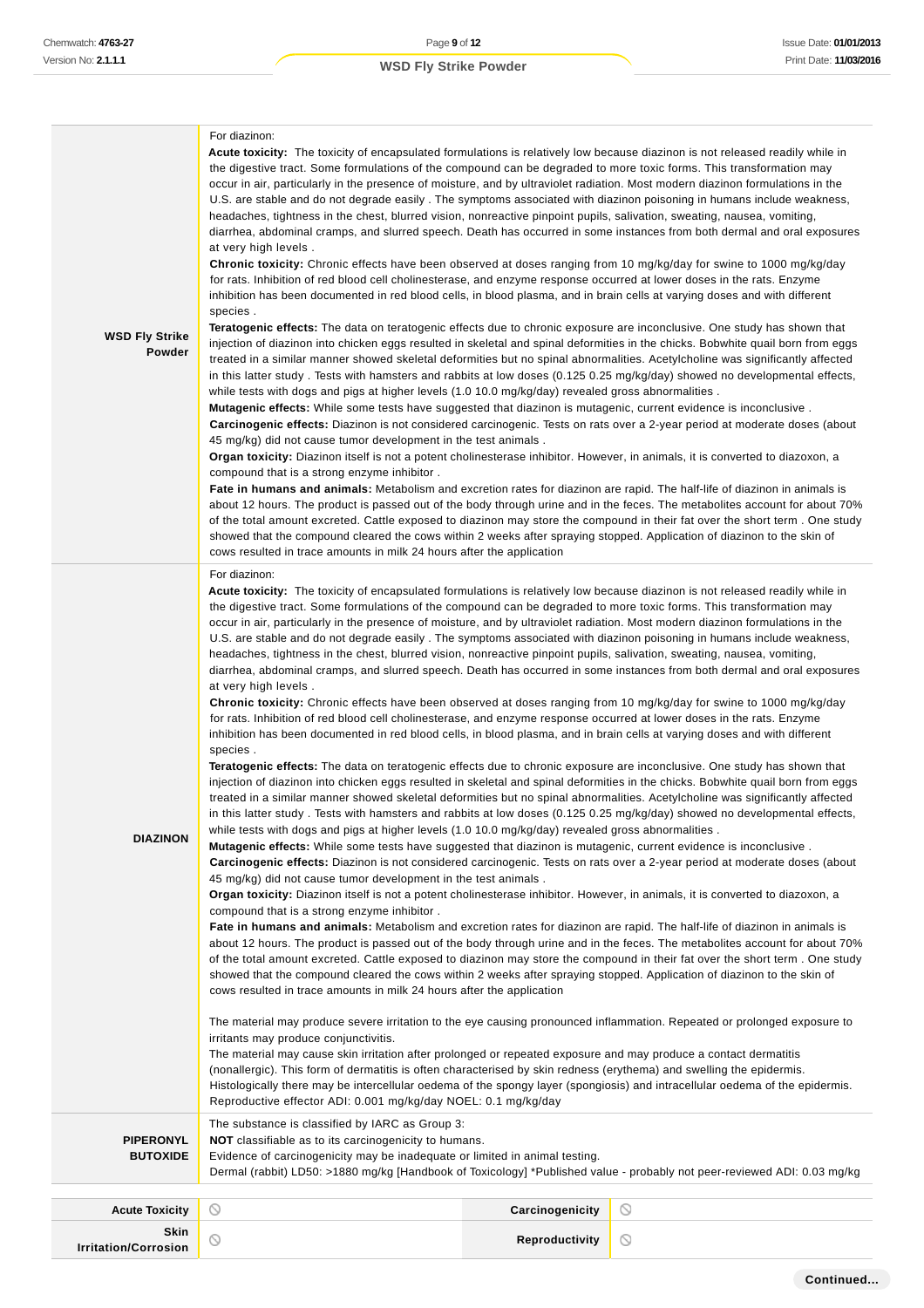| | |
|---|---|
| **WSD Fly Strike Powder** | For diazinon:<br>**Acute toxicity:** The toxicity of encapsulated formulations is relatively low because diazinon is not released readily while in the digestive tract. Some formulations of the compound can be degraded to more toxic forms. This transformation may occur in air, particularly in the presence of moisture, and by ultraviolet radiation. Most modern diazinon formulations in the U.S. are stable and do not degrade easily . The symptoms associated with diazinon poisoning in humans include weakness, headaches, tightness in the chest, blurred vision, nonreactive pinpoint pupils, salivation, sweating, nausea, vomiting, diarrhea, abdominal cramps, and slurred speech. Death has occurred in some instances from both dermal and oral exposures at very high levels .<br>**Chronic toxicity:** Chronic effects have been observed at doses ranging from 10 mg/kg/day for swine to 1000 mg/kg/day for rats. Inhibition of red blood cell cholinesterase, and enzyme response occurred at lower doses in the rats. Enzyme inhibition has been documented in red blood cells, in blood plasma, and in brain cells at varying doses and with different species .<br>**Teratogenic effects:** The data on teratogenic effects due to chronic exposure are inconclusive. One study has shown that injection of diazinon into chicken eggs resulted in skeletal and spinal deformities in the chicks. Bobwhite quail born from eggs treated in a similar manner showed skeletal deformities but no spinal abnormalities. Acetylcholine was significantly affected in this latter study . Tests with hamsters and rabbits at low doses (0.125 0.25 mg/kg/day) showed no developmental effects, while tests with dogs and pigs at higher levels (1.0 10.0 mg/kg/day) revealed gross abnormalities .<br>**Mutagenic effects:** While some tests have suggested that diazinon is mutagenic, current evidence is inconclusive .<br>**Carcinogenic effects:** Diazinon is not considered carcinogenic. Tests on rats over a 2-year period at moderate doses (about 45 mg/kg) did not cause tumor development in the test animals .<br>**Organ toxicity:** Diazinon itself is not a potent cholinesterase inhibitor. However, in animals, it is converted to diazoxon, a compound that is a strong enzyme inhibitor .<br>**Fate in humans and animals:** Metabolism and excretion rates for diazinon are rapid. The half-life of diazinon in animals is about 12 hours. The product is passed out of the body through urine and in the feces. The metabolites account for about 70% of the total amount excreted. Cattle exposed to diazinon may store the compound in their fat over the short term . One study showed that the compound cleared the cows within 2 weeks after spraying stopped. Application of diazinon to the skin of cows resulted in trace amounts in milk 24 hours after the application |
| **DIAZINON** | For diazinon:<br>**Acute toxicity:** The toxicity of encapsulated formulations is relatively low because diazinon is not released readily while in the digestive tract. Some formulations of the compound can be degraded to more toxic forms. This transformation may occur in air, particularly in the presence of moisture, and by ultraviolet radiation. Most modern diazinon formulations in the U.S. are stable and do not degrade easily . The symptoms associated with diazinon poisoning in humans include weakness, headaches, tightness in the chest, blurred vision, nonreactive pinpoint pupils, salivation, sweating, nausea, vomiting, diarrhea, abdominal cramps, and slurred speech. Death has occurred in some instances from both dermal and oral exposures at very high levels .<br>**Chronic toxicity:** Chronic effects have been observed at doses ranging from 10 mg/kg/day for swine to 1000 mg/kg/day for rats. Inhibition of red blood cell cholinesterase, and enzyme response occurred at lower doses in the rats. Enzyme inhibition has been documented in red blood cells, in blood plasma, and in brain cells at varying doses and with different species .<br>**Teratogenic effects:** The data on teratogenic effects due to chronic exposure are inconclusive. One study has shown that injection of diazinon into chicken eggs resulted in skeletal and spinal deformities in the chicks. Bobwhite quail born from eggs treated in a similar manner showed skeletal deformities but no spinal abnormalities. Acetylcholine was significantly affected in this latter study . Tests with hamsters and rabbits at low doses (0.125 0.25 mg/kg/day) showed no developmental effects, while tests with dogs and pigs at higher levels (1.0 10.0 mg/kg/day) revealed gross abnormalities .<br>**Mutagenic effects:** While some tests have suggested that diazinon is mutagenic, current evidence is inconclusive .<br>**Carcinogenic effects:** Diazinon is not considered carcinogenic. Tests on rats over a 2-year period at moderate doses (about 45 mg/kg) did not cause tumor development in the test animals .<br>**Organ toxicity:** Diazinon itself is not a potent cholinesterase inhibitor. However, in animals, it is converted to diazoxon, a compound that is a strong enzyme inhibitor .<br>**Fate in humans and animals:** Metabolism and excretion rates for diazinon are rapid. The half-life of diazinon in animals is about 12 hours. The product is passed out of the body through urine and in the feces. The metabolites account for about 70% of the total amount excreted. Cattle exposed to diazinon may store the compound in their fat over the short term . One study showed that the compound cleared the cows within 2 weeks after spraying stopped. Application of diazinon to the skin of cows resulted in trace amounts in milk 24 hours after the application<br><br>The material may produce severe irritation to the eye causing pronounced inflammation. Repeated or prolonged exposure to irritants may produce conjunctivitis.<br>The material may cause skin irritation after prolonged or repeated exposure and may produce a contact dermatitis (nonallergic). This form of dermatitis is often characterised by skin redness (erythema) and swelling the epidermis. Histologically there may be intercellular oedema of the spongy layer (spongiosis) and intracellular oedema of the epidermis. Reproductive effector ADI: 0.001 mg/kg/day NOEL: 0.1 mg/kg/day |
| **PIPERONYL BUTOXIDE** | The substance is classified by IARC as Group 3:<br>**NOT** classifiable as to its carcinogenicity to humans.<br>Evidence of carcinogenicity may be inadequate or limited in animal testing.<br>Dermal (rabbit) LD50: >1880 mg/kg [Handbook of Toxicology] *Published value - probably not peer-reviewed ADI: 0.03 mg/kg |

| | | | |
|---|---|---|---|
| **Acute Toxicity** | ⊘ | **Carcinogenicity** | ⊘ |
| **Skin Irritation/Corrosion** | ⊘ | **Reproductivity** | ⊘ |

**Continued...**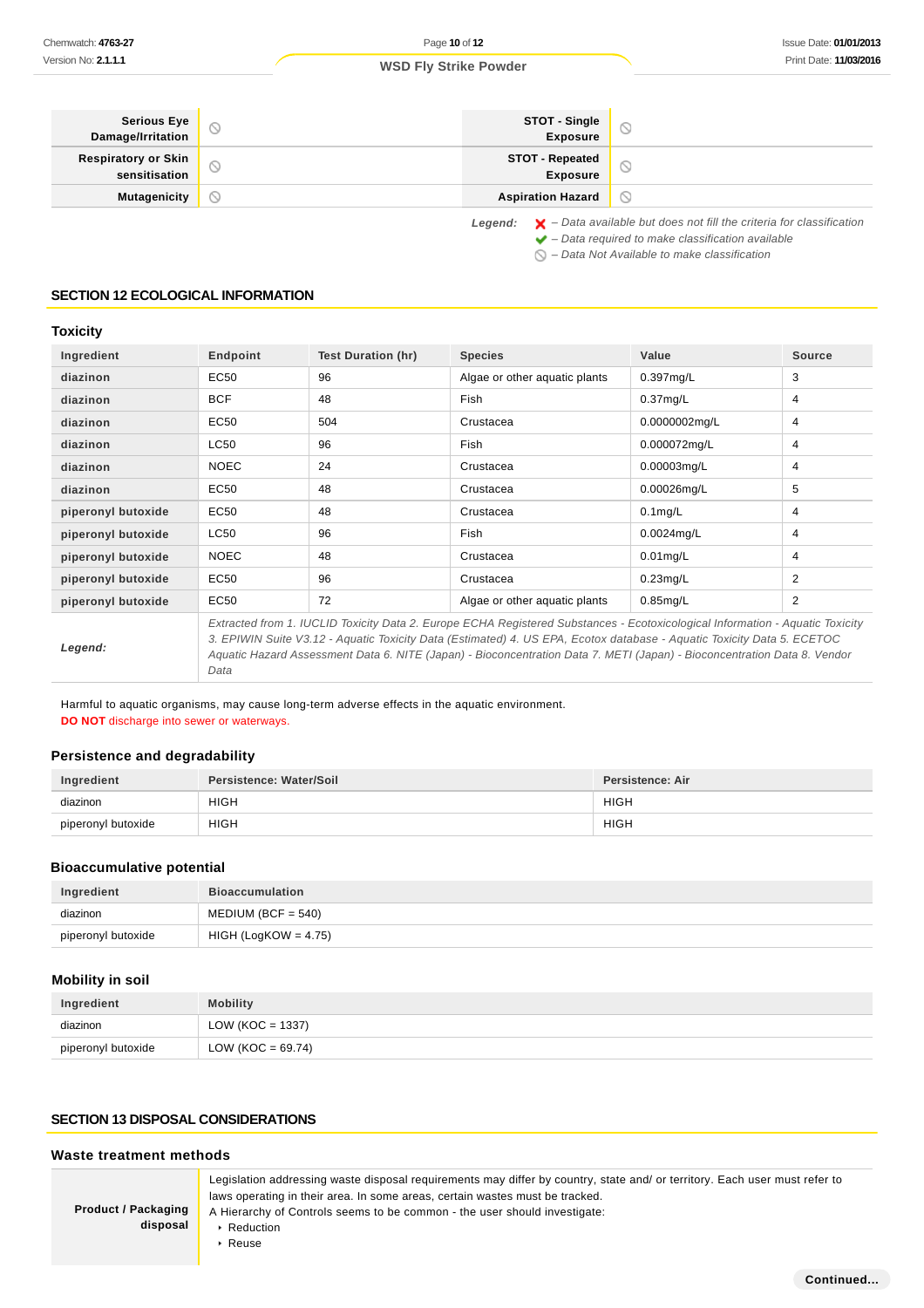| Serious Eye Damage/Irritation | ⃠ | STOT - Single Exposure | ⃠ |
|---|---|---|---|
| Respiratory or Skin sensitisation | ⃠ | STOT - Repeated Exposure | ⃠ |
| Mutagenicity | ⃠ | Aspiration Hazard | ⃠ |

*Legend:*
- ✘ – *Data available but does not fill the criteria for classification*
- ✔ – *Data required to make classification available*
- ⃠ – *Data Not Available to make classification*

## SECTION 12 ECOLOGICAL INFORMATION

### Toxicity

| Ingredient | Endpoint | Test Duration (hr) | Species | Value | Source |
|---|---|---|---|---|---|
| diazinon | EC50 | 96 | Algae or other aquatic plants | 0.397mg/L | 3 |
| diazinon | BCF | 48 | Fish | 0.37mg/L | 4 |
| diazinon | EC50 | 504 | Crustacea | 0.0000002mg/L | 4 |
| diazinon | LC50 | 96 | Fish | 0.000072mg/L | 4 |
| diazinon | NOEC | 24 | Crustacea | 0.00003mg/L | 4 |
| diazinon | EC50 | 48 | Crustacea | 0.00026mg/L | 5 |
| piperonyl butoxide | EC50 | 48 | Crustacea | 0.1mg/L | 4 |
| piperonyl butoxide | LC50 | 96 | Fish | 0.0024mg/L | 4 |
| piperonyl butoxide | NOEC | 48 | Crustacea | 0.01mg/L | 4 |
| piperonyl butoxide | EC50 | 96 | Crustacea | 0.23mg/L | 2 |
| piperonyl butoxide | EC50 | 72 | Algae or other aquatic plants | 0.85mg/L | 2 |
| *Legend:* | *Extracted from 1. IUCLID Toxicity Data 2. Europe ECHA Registered Substances - Ecotoxicological Information - Aquatic Toxicity 3. EPIWIN Suite V3.12 - Aquatic Toxicity Data (Estimated) 4. US EPA, Ecotox database - Aquatic Toxicity Data 5. ECETOC Aquatic Hazard Assessment Data 6. NITE (Japan) - Bioconcentration Data 7. METI (Japan) - Bioconcentration Data 8. Vendor Data* | | | | |

Harmful to aquatic organisms, may cause long-term adverse effects in the aquatic environment.
**DO NOT** discharge into sewer or waterways.

### Persistence and degradability

| Ingredient | Persistence: Water/Soil | Persistence: Air |
|---|---|---|
| diazinon | HIGH | HIGH |
| piperonyl butoxide | HIGH | HIGH |

### Bioaccumulative potential

| Ingredient | Bioaccumulation |
|---|---|
| diazinon | MEDIUM (BCF = 540) |
| piperonyl butoxide | HIGH (LogKOW = 4.75) |

### Mobility in soil

| Ingredient | Mobility |
|---|---|
| diazinon | LOW (KOC = 1337) |
| piperonyl butoxide | LOW (KOC = 69.74) |

## SECTION 13 DISPOSAL CONSIDERATIONS

### Waste treatment methods

| Product / Packaging disposal | Legislation addressing waste disposal requirements may differ by country, state and/ or territory. Each user must refer to laws operating in their area. In some areas, certain wastes must be tracked.<br>A Hierarchy of Controls seems to be common - the user should investigate:<br>‣ Reduction<br>‣ Reuse |
|---|---|

**Continued...**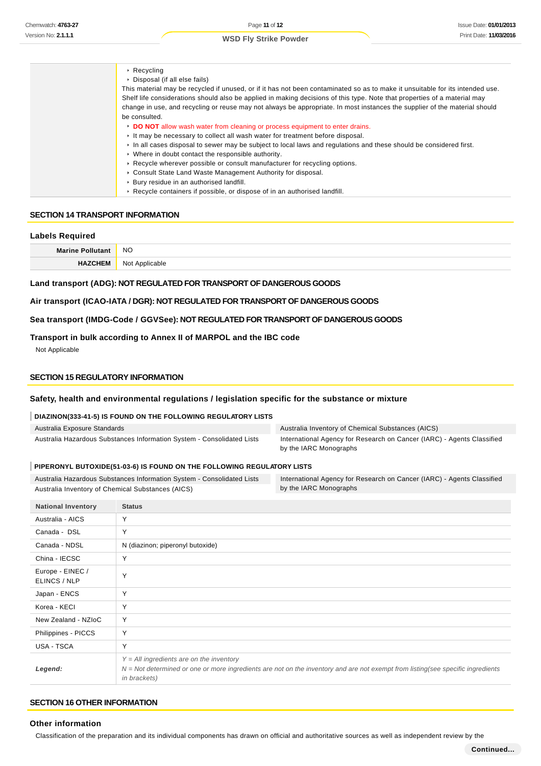| | |
|---|---|
| | - Recycling<br>- Disposal (if all else fails)<br>This material may be recycled if unused, or if it has not been contaminated so as to make it unsuitable for its intended use. Shelf life considerations should also be applied in making decisions of this type. Note that properties of a material may change in use, and recycling or reuse may not always be appropriate. In most instances the supplier of the material should be consulted.<br>- **DO NOT** allow wash water from cleaning or process equipment to enter drains.<br>- It may be necessary to collect all wash water for treatment before disposal.<br>- In all cases disposal to sewer may be subject to local laws and regulations and these should be considered first.<br>- Where in doubt contact the responsible authority.<br>- Recycle wherever possible or consult manufacturer for recycling options.<br>- Consult State Land Waste Management Authority for disposal.<br>- Bury residue in an authorised landfill.<br>- Recycle containers if possible, or dispose of in an authorised landfill. |

## SECTION 14 TRANSPORT INFORMATION

### Labels Required

| | |
|---|---|
| **Marine Pollutant** | NO |
| **HAZCHEM** | Not Applicable |

### Land transport (ADG): NOT REGULATED FOR TRANSPORT OF DANGEROUS GOODS

### Air transport (ICAO-IATA / DGR): NOT REGULATED FOR TRANSPORT OF DANGEROUS GOODS

### Sea transport (IMDG-Code / GGVSee): NOT REGULATED FOR TRANSPORT OF DANGEROUS GOODS

### Transport in bulk according to Annex II of MARPOL and the IBC code

Not Applicable

## SECTION 15 REGULATORY INFORMATION

### Safety, health and environmental regulations / legislation specific for the substance or mixture

#### DIAZINON(333-41-5) IS FOUND ON THE FOLLOWING REGULATORY LISTS

| | |
|---|---|
| Australia Exposure Standards | Australia Inventory of Chemical Substances (AICS) |
| Australia Hazardous Substances Information System - Consolidated Lists | International Agency for Research on Cancer (IARC) - Agents Classified by the IARC Monographs |

#### PIPERONYL BUTOXIDE(51-03-6) IS FOUND ON THE FOLLOWING REGULATORY LISTS

| | |
|---|---|
| Australia Hazardous Substances Information System - Consolidated Lists | International Agency for Research on Cancer (IARC) - Agents Classified by the IARC Monographs |
| Australia Inventory of Chemical Substances (AICS) | |

| National Inventory | Status |
|---|---|
| Australia - AICS | Y |
| Canada - DSL | Y |
| Canada - NDSL | N (diazinon; piperonyl butoxide) |
| China - IECSC | Y |
| Europe - EINEC / ELINCS / NLP | Y |
| Japan - ENCS | Y |
| Korea - KECI | Y |
| New Zealand - NZIoC | Y |
| Philippines - PICCS | Y |
| USA - TSCA | Y |
| ***Legend:*** | *Y = All ingredients are on the inventory*<br>*N = Not determined or one or more ingredients are not on the inventory and are not exempt from listing(see specific ingredients in brackets)* |

## SECTION 16 OTHER INFORMATION

### Other information

Classification of the preparation and its individual components has drawn on official and authoritative sources as well as independent review by the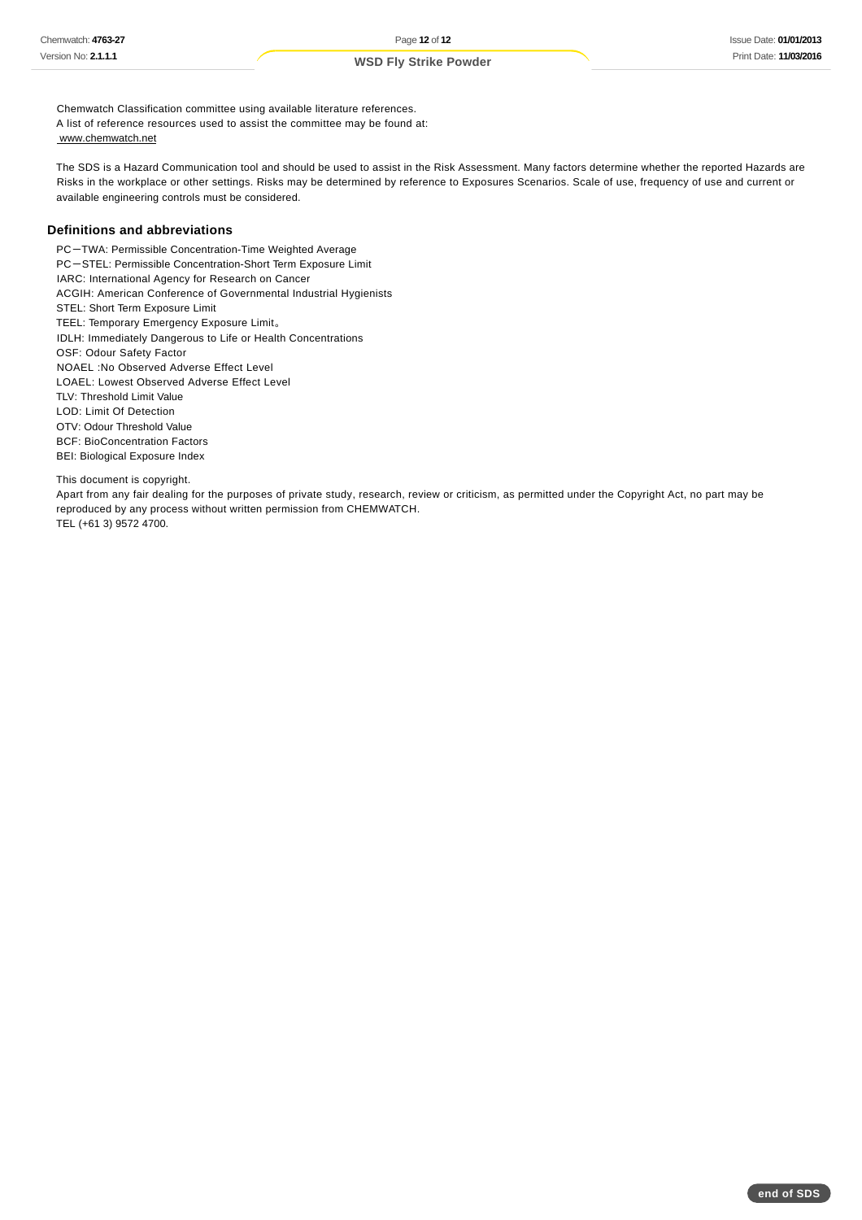Chemwatch Classification committee using available literature references.
A list of reference resources used to assist the committee may be found at:
www.chemwatch.net

The SDS is a Hazard Communication tool and should be used to assist in the Risk Assessment. Many factors determine whether the reported Hazards are Risks in the workplace or other settings. Risks may be determined by reference to Exposures Scenarios. Scale of use, frequency of use and current or available engineering controls must be considered.

## Definitions and abbreviations

PC－TWA: Permissible Concentration-Time Weighted Average
PC－STEL: Permissible Concentration-Short Term Exposure Limit
IARC: International Agency for Research on Cancer
ACGIH: American Conference of Governmental Industrial Hygienists
STEL: Short Term Exposure Limit
TEEL: Temporary Emergency Exposure Limit。
IDLH: Immediately Dangerous to Life or Health Concentrations
OSF: Odour Safety Factor
NOAEL :No Observed Adverse Effect Level
LOAEL: Lowest Observed Adverse Effect Level
TLV: Threshold Limit Value
LOD: Limit Of Detection
OTV: Odour Threshold Value
BCF: BioConcentration Factors
BEI: Biological Exposure Index

This document is copyright.
Apart from any fair dealing for the purposes of private study, research, review or criticism, as permitted under the Copyright Act, no part may be reproduced by any process without written permission from CHEMWATCH.
TEL (+61 3) 9572 4700.

**end of SDS**